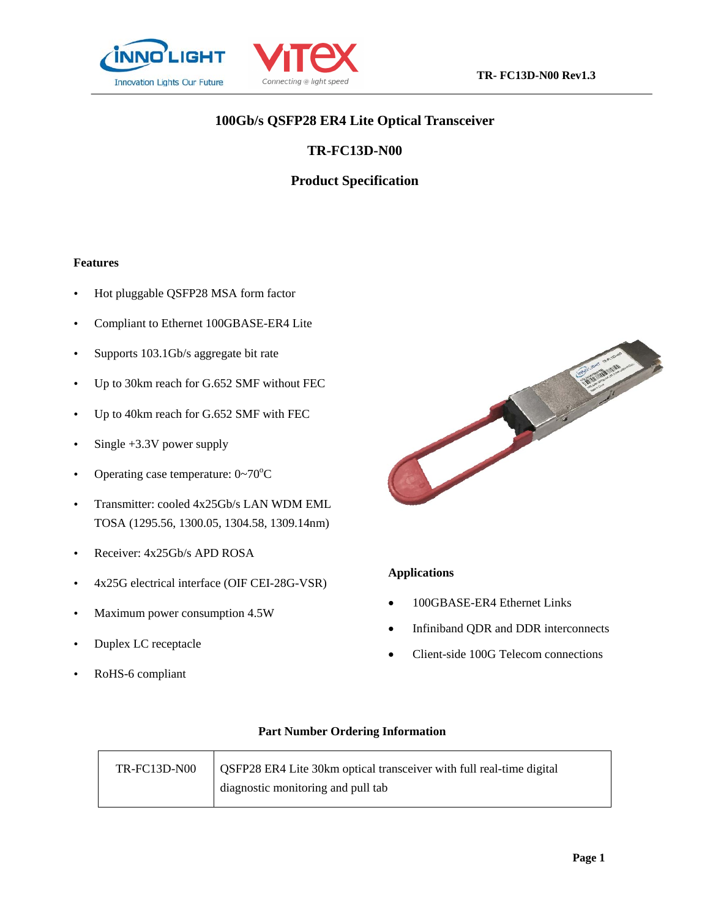# 100Gb/s QSFP28 ER4 Lite Optical Transceiver

## TR-FC13D-N00

## Product Specification

### Features

- Hot pluggable QSFP28 MSA form factor
- Compliant to Ethernet 100GBASE-ER4 Lite
- Supports 103.1Gb/s aggregate bit rate
- Up to 30km reach for G.652 SMF without FEC
- Up to 40km reach for G.652 SMF with FEC
- Single +3.3V power supply
- Operating case temperature: 0~70°C
- Transmitter: cooled 4x25Gb/s LAN WDM EML TOSA (1295.56, 1300.05, 1304.58, 1309.14nm)
- Receiver: 4x25Gb/s APD ROSA
- 4x25G electrical interface (OIF CEI-28G-VSR)
- Maximum power consumption 4.5W
- Duplex LC receptacle
- RoHS-6 compliant

### Applications

- 100GBASE-ER4 Ethernet Links
- Infiniband QDR and DDR interconnects
- Client-side 100G Telecom connections

### Part Number Ordering Information

| | |
|---|---|
| TR-FC13D-N00 | QSFP28 ER4 Lite 30km optical transceiver with full real-time digital diagnostic monitoring and pull tab |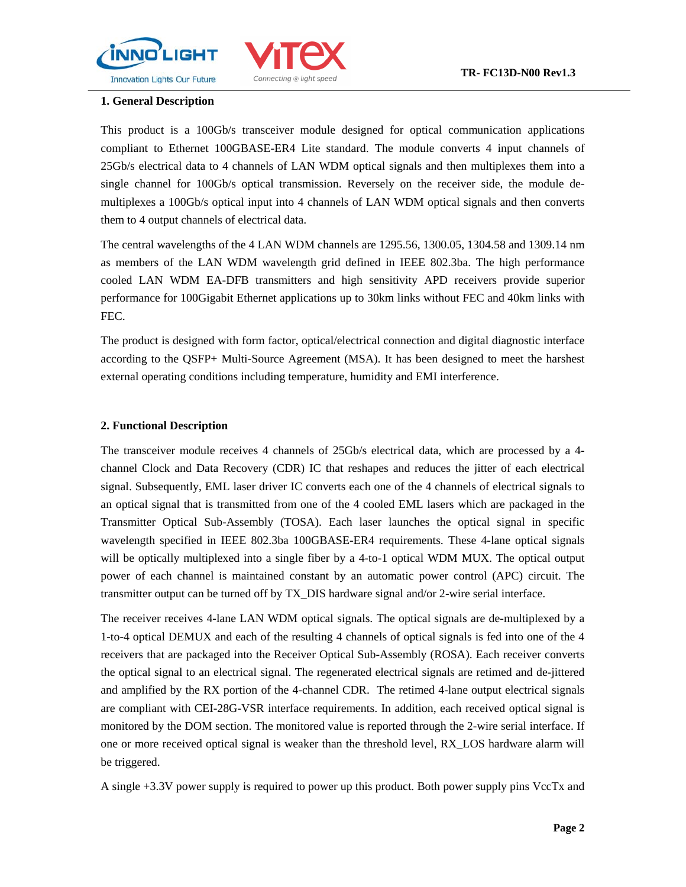## 1. General Description

This product is a 100Gb/s transceiver module designed for optical communication applications compliant to Ethernet 100GBASE-ER4 Lite standard. The module converts 4 input channels of 25Gb/s electrical data to 4 channels of LAN WDM optical signals and then multiplexes them into a single channel for 100Gb/s optical transmission. Reversely on the receiver side, the module de-multiplexes a 100Gb/s optical input into 4 channels of LAN WDM optical signals and then converts them to 4 output channels of electrical data.

The central wavelengths of the 4 LAN WDM channels are 1295.56, 1300.05, 1304.58 and 1309.14 nm as members of the LAN WDM wavelength grid defined in IEEE 802.3ba. The high performance cooled LAN WDM EA-DFB transmitters and high sensitivity APD receivers provide superior performance for 100Gigabit Ethernet applications up to 30km links without FEC and 40km links with FEC.

The product is designed with form factor, optical/electrical connection and digital diagnostic interface according to the QSFP+ Multi-Source Agreement (MSA). It has been designed to meet the harshest external operating conditions including temperature, humidity and EMI interference.

## 2. Functional Description

The transceiver module receives 4 channels of 25Gb/s electrical data, which are processed by a 4-channel Clock and Data Recovery (CDR) IC that reshapes and reduces the jitter of each electrical signal. Subsequently, EML laser driver IC converts each one of the 4 channels of electrical signals to an optical signal that is transmitted from one of the 4 cooled EML lasers which are packaged in the Transmitter Optical Sub-Assembly (TOSA). Each laser launches the optical signal in specific wavelength specified in IEEE 802.3ba 100GBASE-ER4 requirements. These 4-lane optical signals will be optically multiplexed into a single fiber by a 4-to-1 optical WDM MUX. The optical output power of each channel is maintained constant by an automatic power control (APC) circuit. The transmitter output can be turned off by TX_DIS hardware signal and/or 2-wire serial interface.

The receiver receives 4-lane LAN WDM optical signals. The optical signals are de-multiplexed by a 1-to-4 optical DEMUX and each of the resulting 4 channels of optical signals is fed into one of the 4 receivers that are packaged into the Receiver Optical Sub-Assembly (ROSA). Each receiver converts the optical signal to an electrical signal. The regenerated electrical signals are retimed and de-jittered and amplified by the RX portion of the 4-channel CDR. The retimed 4-lane output electrical signals are compliant with CEI-28G-VSR interface requirements. In addition, each received optical signal is monitored by the DOM section. The monitored value is reported through the 2-wire serial interface. If one or more received optical signal is weaker than the threshold level, RX_LOS hardware alarm will be triggered.

A single +3.3V power supply is required to power up this product. Both power supply pins VccTx and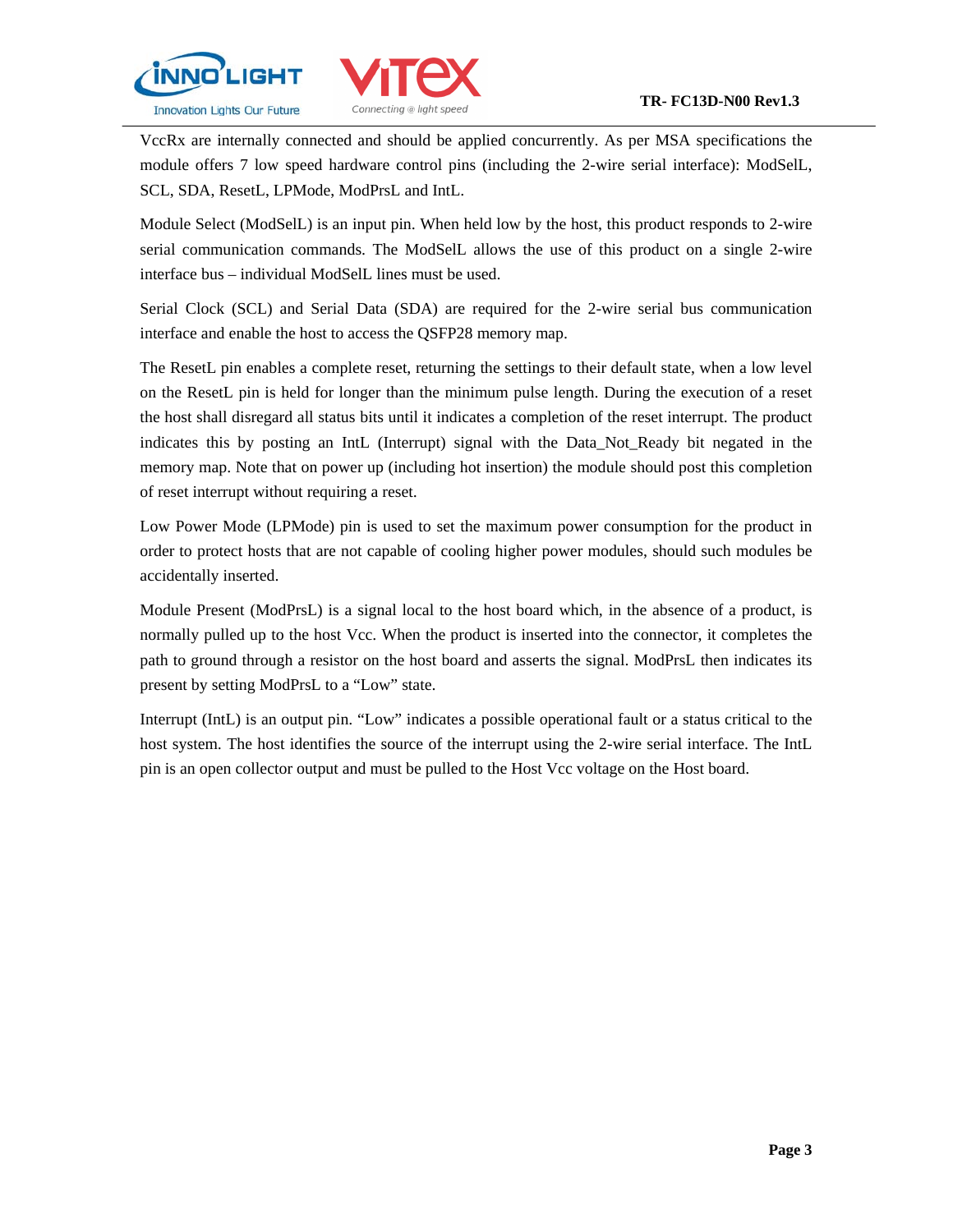VccRx are internally connected and should be applied concurrently. As per MSA specifications the module offers 7 low speed hardware control pins (including the 2-wire serial interface): ModSelL, SCL, SDA, ResetL, LPMode, ModPrsL and IntL.

Module Select (ModSelL) is an input pin. When held low by the host, this product responds to 2-wire serial communication commands. The ModSelL allows the use of this product on a single 2-wire interface bus – individual ModSelL lines must be used.

Serial Clock (SCL) and Serial Data (SDA) are required for the 2-wire serial bus communication interface and enable the host to access the QSFP28 memory map.

The ResetL pin enables a complete reset, returning the settings to their default state, when a low level on the ResetL pin is held for longer than the minimum pulse length. During the execution of a reset the host shall disregard all status bits until it indicates a completion of the reset interrupt. The product indicates this by posting an IntL (Interrupt) signal with the Data_Not_Ready bit negated in the memory map. Note that on power up (including hot insertion) the module should post this completion of reset interrupt without requiring a reset.

Low Power Mode (LPMode) pin is used to set the maximum power consumption for the product in order to protect hosts that are not capable of cooling higher power modules, should such modules be accidentally inserted.

Module Present (ModPrsL) is a signal local to the host board which, in the absence of a product, is normally pulled up to the host Vcc. When the product is inserted into the connector, it completes the path to ground through a resistor on the host board and asserts the signal. ModPrsL then indicates its present by setting ModPrsL to a "Low" state.

Interrupt (IntL) is an output pin. "Low" indicates a possible operational fault or a status critical to the host system. The host identifies the source of the interrupt using the 2-wire serial interface. The IntL pin is an open collector output and must be pulled to the Host Vcc voltage on the Host board.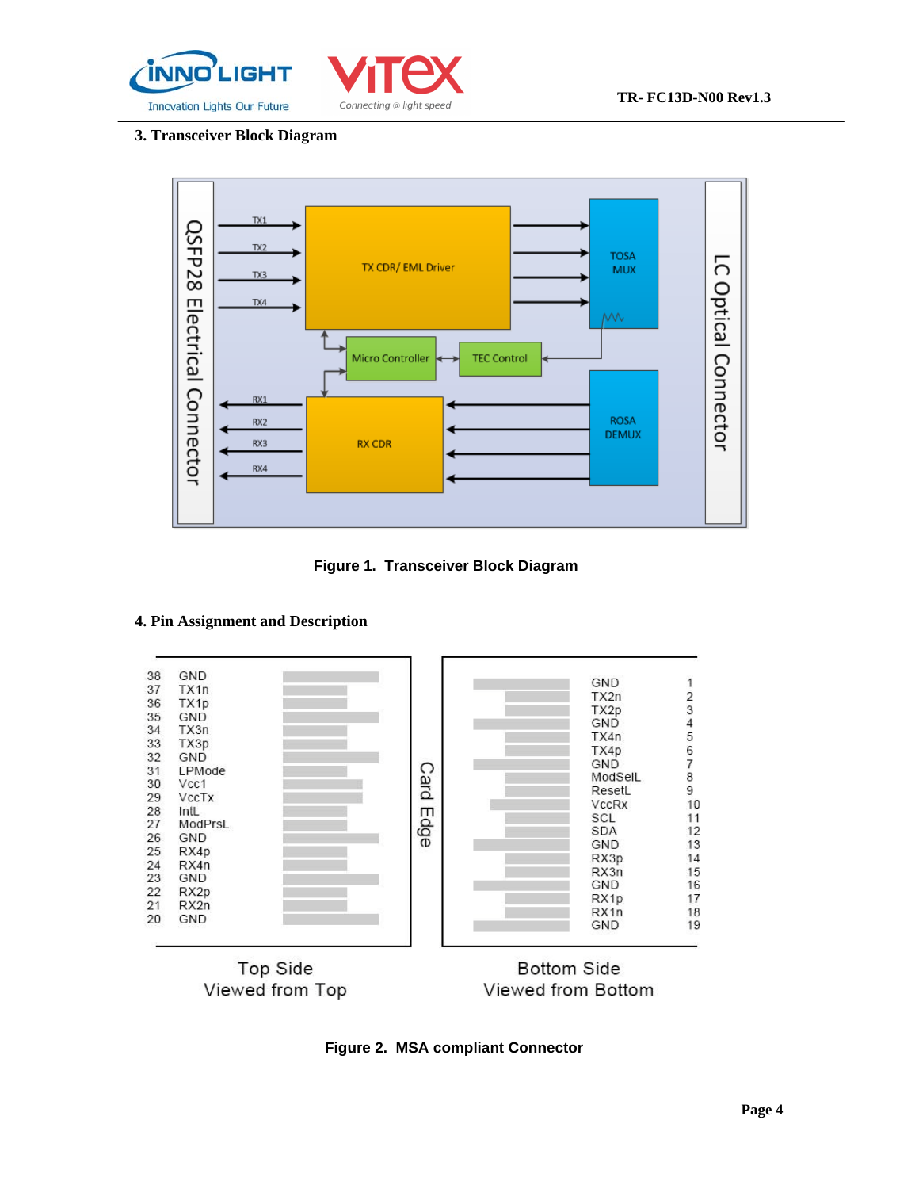## 3. Transceiver Block Diagram

**Figure 1. Transceiver Block Diagram**

## 4. Pin Assignment and Description

**Figure 2. MSA compliant Connector**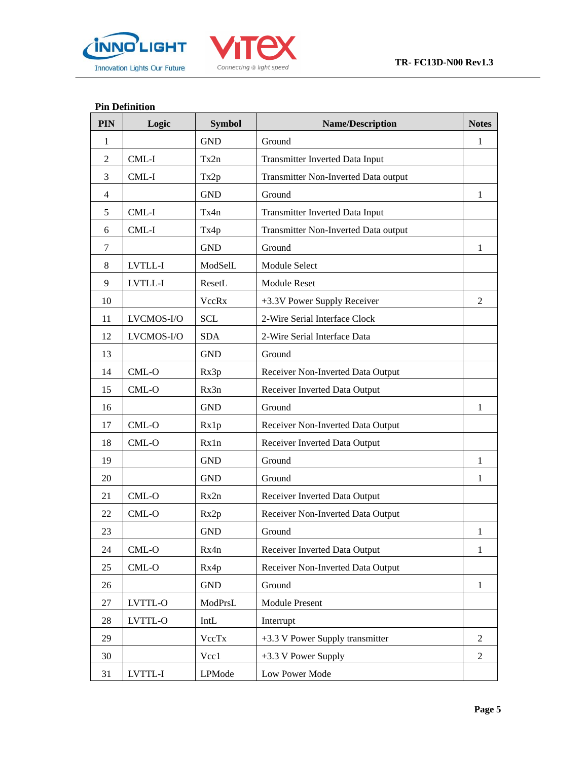**Pin Definition**

| PIN | Logic | Symbol | Name/Description | Notes |
|---|---|---|---|---|
| 1 | | GND | Ground | 1 |
| 2 | CML-I | Tx2n | Transmitter Inverted Data Input | |
| 3 | CML-I | Tx2p | Transmitter Non-Inverted Data output | |
| 4 | | GND | Ground | 1 |
| 5 | CML-I | Tx4n | Transmitter Inverted Data Input | |
| 6 | CML-I | Tx4p | Transmitter Non-Inverted Data output | |
| 7 | | GND | Ground | 1 |
| 8 | LVTLL-I | ModSelL | Module Select | |
| 9 | LVTLL-I | ResetL | Module Reset | |
| 10 | | VccRx | +3.3V Power Supply Receiver | 2 |
| 11 | LVCMOS-I/O | SCL | 2-Wire Serial Interface Clock | |
| 12 | LVCMOS-I/O | SDA | 2-Wire Serial Interface Data | |
| 13 | | GND | Ground | |
| 14 | CML-O | Rx3p | Receiver Non-Inverted Data Output | |
| 15 | CML-O | Rx3n | Receiver Inverted Data Output | |
| 16 | | GND | Ground | 1 |
| 17 | CML-O | Rx1p | Receiver Non-Inverted Data Output | |
| 18 | CML-O | Rx1n | Receiver Inverted Data Output | |
| 19 | | GND | Ground | 1 |
| 20 | | GND | Ground | 1 |
| 21 | CML-O | Rx2n | Receiver Inverted Data Output | |
| 22 | CML-O | Rx2p | Receiver Non-Inverted Data Output | |
| 23 | | GND | Ground | 1 |
| 24 | CML-O | Rx4n | Receiver Inverted Data Output | 1 |
| 25 | CML-O | Rx4p | Receiver Non-Inverted Data Output | |
| 26 | | GND | Ground | 1 |
| 27 | LVTTL-O | ModPrsL | Module Present | |
| 28 | LVTTL-O | IntL | Interrupt | |
| 29 | | VccTx | +3.3 V Power Supply transmitter | 2 |
| 30 | | Vcc1 | +3.3 V Power Supply | 2 |
| 31 | LVTTL-I | LPMode | Low Power Mode | |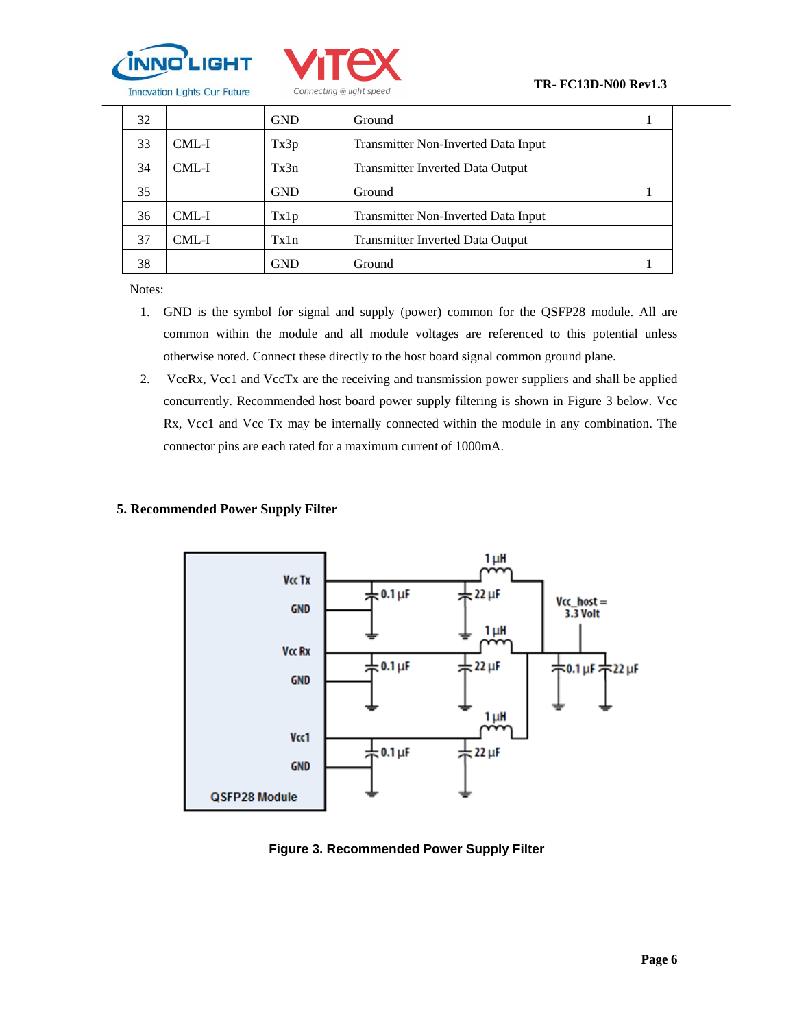| 32 | | GND | Ground | 1 |
|---|---|---|---|---|
| 33 | CML-I | Tx3p | Transmitter Non-Inverted Data Input | |
| 34 | CML-I | Tx3n | Transmitter Inverted Data Output | |
| 35 | | GND | Ground | 1 |
| 36 | CML-I | Tx1p | Transmitter Non-Inverted Data Input | |
| 37 | CML-I | Tx1n | Transmitter Inverted Data Output | |
| 38 | | GND | Ground | 1 |

Notes:

1. GND is the symbol for signal and supply (power) common for the QSFP28 module. All are common within the module and all module voltages are referenced to this potential unless otherwise noted. Connect these directly to the host board signal common ground plane.
2. VccRx, Vcc1 and VccTx are the receiving and transmission power suppliers and shall be applied concurrently. Recommended host board power supply filtering is shown in Figure 3 below. Vcc Rx, Vcc1 and Vcc Tx may be internally connected within the module in any combination. The connector pins are each rated for a maximum current of 1000mA.

## 5. Recommended Power Supply Filter

**Figure 3. Recommended Power Supply Filter**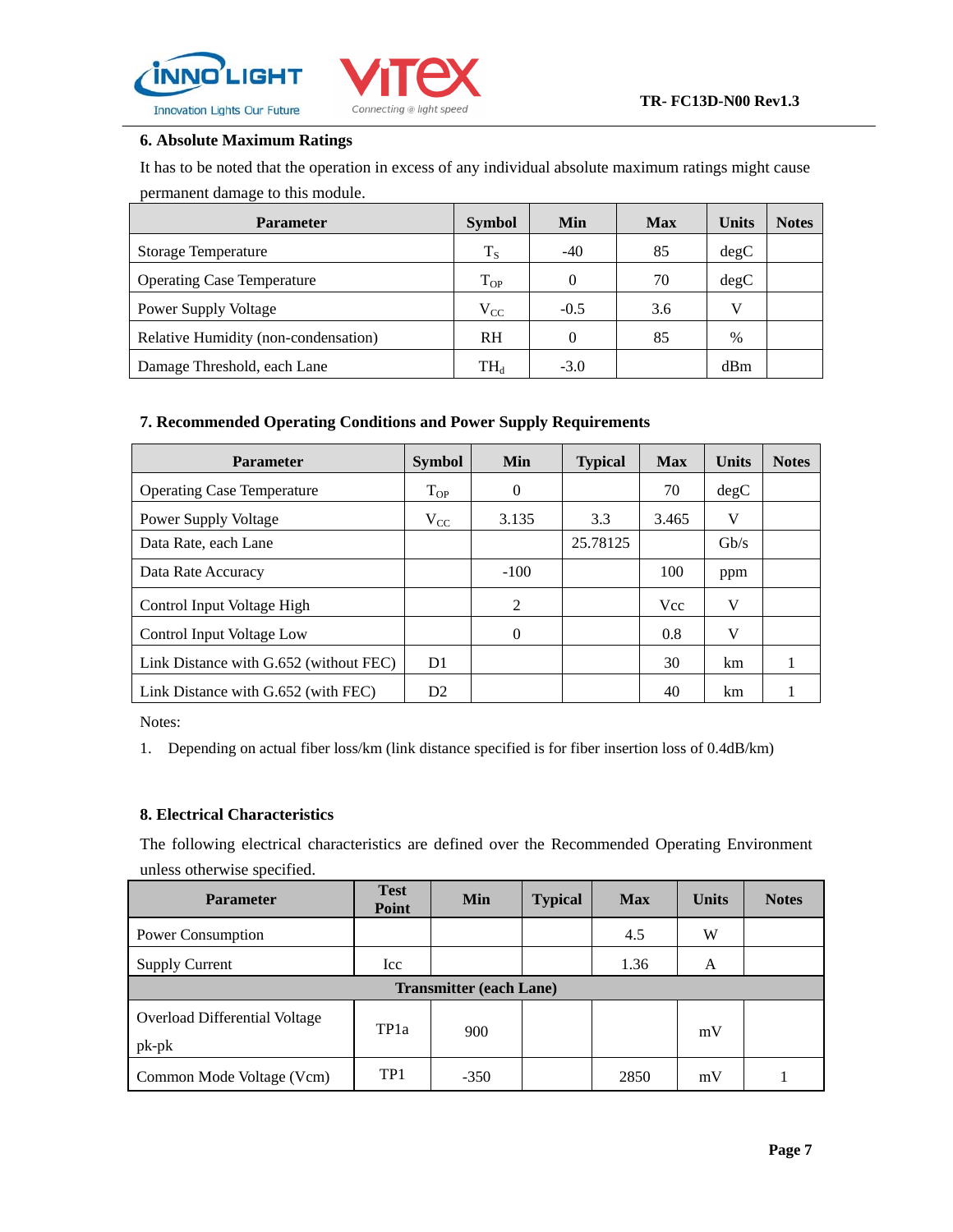## 6. Absolute Maximum Ratings

It has to be noted that the operation in excess of any individual absolute maximum ratings might cause permanent damage to this module.

| Parameter | Symbol | Min | Max | Units | Notes |
|---|---|---|---|---|---|
| Storage Temperature | $T_S$ | -40 | 85 | degC | |
| Operating Case Temperature | $T_{OP}$ | 0 | 70 | degC | |
| Power Supply Voltage | $V_{CC}$ | -0.5 | 3.6 | V | |
| Relative Humidity (non-condensation) | RH | 0 | 85 | % | |
| Damage Threshold, each Lane | $TH_d$ | -3.0 | | dBm | |

## 7. Recommended Operating Conditions and Power Supply Requirements

| Parameter | Symbol | Min | Typical | Max | Units | Notes |
|---|---|---|---|---|---|---|
| Operating Case Temperature | $T_{OP}$ | 0 | | 70 | degC | |
| Power Supply Voltage | $V_{CC}$ | 3.135 | 3.3 | 3.465 | V | |
| Data Rate, each Lane | | | 25.78125 | | Gb/s | |
| Data Rate Accuracy | | -100 | | 100 | ppm | |
| Control Input Voltage High | | 2 | | Vcc | V | |
| Control Input Voltage Low | | 0 | | 0.8 | V | |
| Link Distance with G.652 (without FEC) | D1 | | | 30 | km | 1 |
| Link Distance with G.652 (with FEC) | D2 | | | 40 | km | 1 |

Notes:

1. Depending on actual fiber loss/km (link distance specified is for fiber insertion loss of 0.4dB/km)

## 8. Electrical Characteristics

The following electrical characteristics are defined over the Recommended Operating Environment unless otherwise specified.

| Parameter | Test Point | Min | Typical | Max | Units | Notes |
|---|---|---|---|---|---|---|
| Power Consumption | | | | 4.5 | W | |
| Supply Current | Icc | | | 1.36 | A | |
| **Transmitter (each Lane)** | | | | | | |
| Overload Differential Voltage pk-pk | TP1a | 900 | | | mV | |
| Common Mode Voltage (Vcm) | TP1 | -350 | | 2850 | mV | 1 |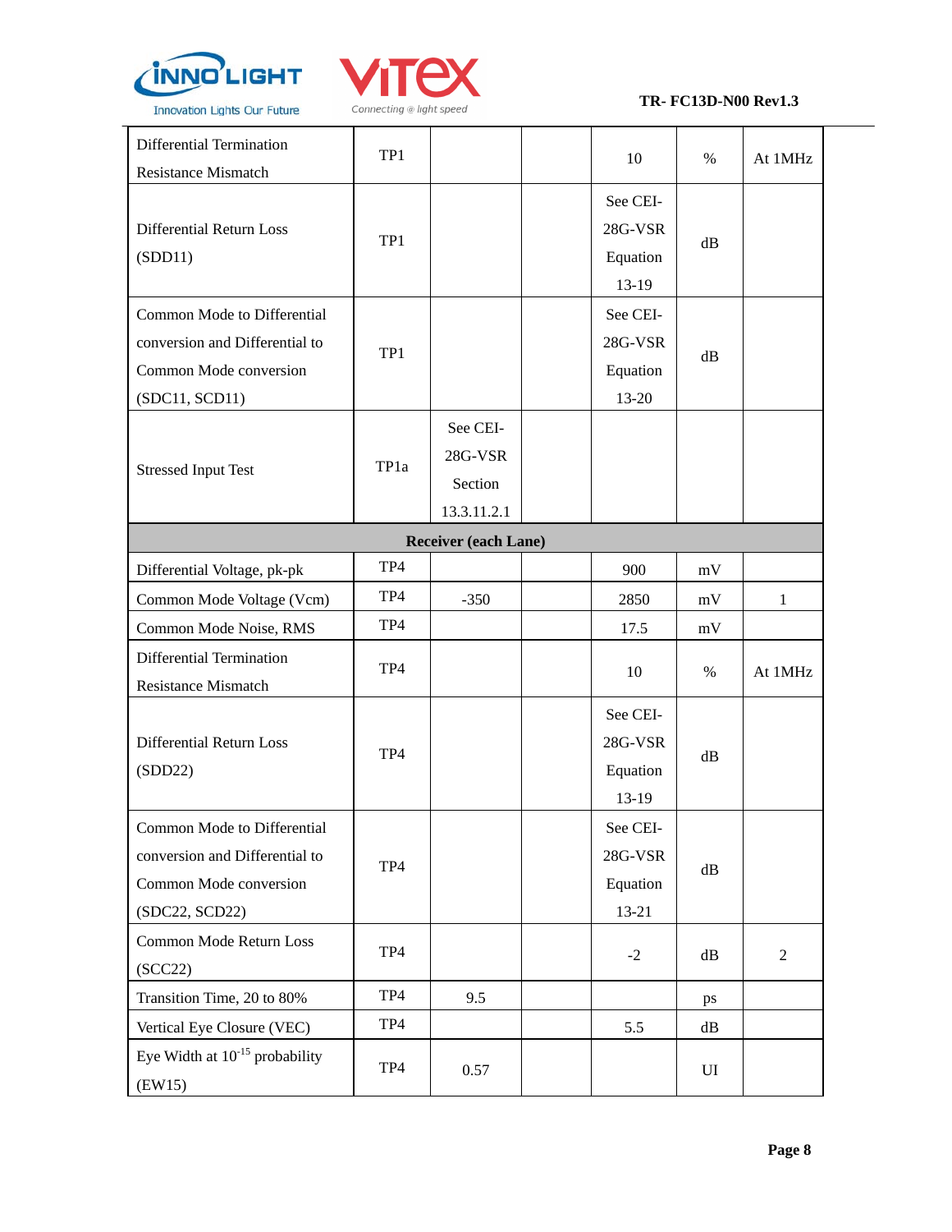| Differential Termination Resistance Mismatch | TP1 | | | 10 | % | At 1MHz |
|---|---|---|---|---|---|---|
| Differential Return Loss (SDD11) | TP1 | | | See CEI-28G-VSR Equation 13-19 | dB | |
| Common Mode to Differential conversion and Differential to Common Mode conversion (SDC11, SCD11) | TP1 | | | See CEI-28G-VSR Equation 13-20 | dB | |
| Stressed Input Test | TP1a | See CEI-28G-VSR Section 13.3.11.2.1 | | | | |
| **Receiver (each Lane)** | | | | | | |
| Differential Voltage, pk-pk | TP4 | | | 900 | mV | |
| Common Mode Voltage (Vcm) | TP4 | -350 | | 2850 | mV | 1 |
| Common Mode Noise, RMS | TP4 | | | 17.5 | mV | |
| Differential Termination Resistance Mismatch | TP4 | | | 10 | % | At 1MHz |
| Differential Return Loss (SDD22) | TP4 | | | See CEI-28G-VSR Equation 13-19 | dB | |
| Common Mode to Differential conversion and Differential to Common Mode conversion (SDC22, SCD22) | TP4 | | | See CEI-28G-VSR Equation 13-21 | dB | |
| Common Mode Return Loss (SCC22) | TP4 | | | -2 | dB | 2 |
| Transition Time, 20 to 80% | TP4 | 9.5 | | | ps | |
| Vertical Eye Closure (VEC) | TP4 | | | 5.5 | dB | |
| Eye Width at $10^{-15}$ probability (EW15) | TP4 | 0.57 | | | UI | |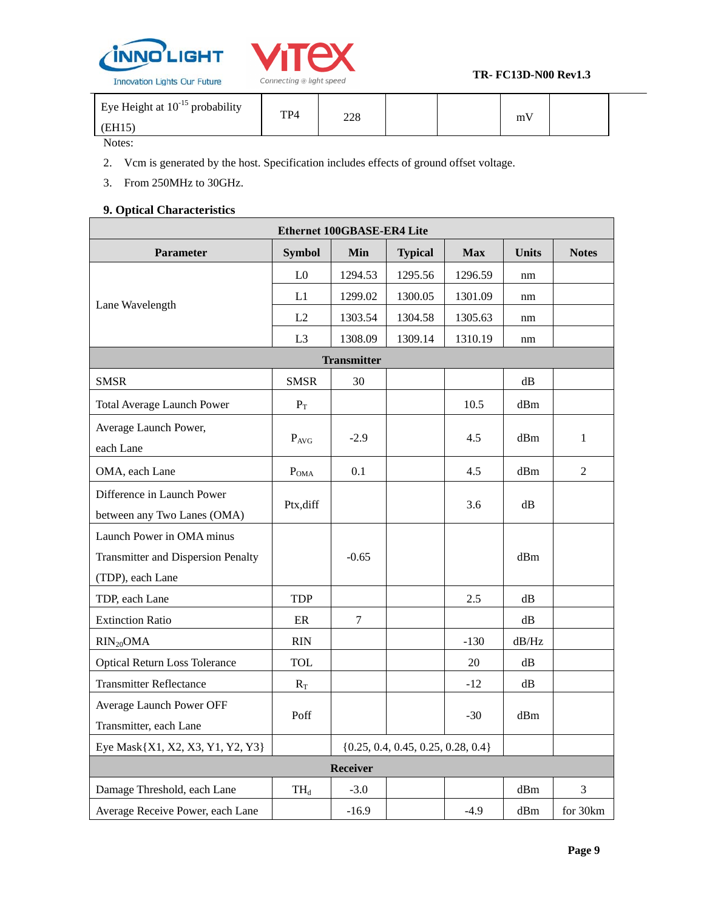| Eye Height at $10^{-15}$ probability (EH15) | TP4 | 228 | | | mV | |
|---|---|---|---|---|---|---|

Notes:

2. Vcm is generated by the host. Specification includes effects of ground offset voltage.
3. From 250MHz to 30GHz.

### 9. Optical Characteristics

| Ethernet 100GBASE-ER4 Lite | | | | | | |
|---|---|---|---|---|---|---|
| **Parameter** | **Symbol** | **Min** | **Typical** | **Max** | **Units** | **Notes** |
| Lane Wavelength | L0 | 1294.53 | 1295.56 | 1296.59 | nm | |
| | L1 | 1299.02 | 1300.05 | 1301.09 | nm | |
| | L2 | 1303.54 | 1304.58 | 1305.63 | nm | |
| | L3 | 1308.09 | 1309.14 | 1310.19 | nm | |
| **Transmitter** | | | | | | |
| SMSR | SMSR | 30 | | | dB | |
| Total Average Launch Power | $P_T$ | | | 10.5 | dBm | |
| Average Launch Power, each Lane | $P_{AVG}$ | -2.9 | | 4.5 | dBm | 1 |
| OMA, each Lane | $P_{OMA}$ | 0.1 | | 4.5 | dBm | 2 |
| Difference in Launch Power between any Two Lanes (OMA) | Ptx,diff | | | 3.6 | dB | |
| Launch Power in OMA minus Transmitter and Dispersion Penalty (TDP), each Lane | | -0.65 | | | dBm | |
| TDP, each Lane | TDP | | | 2.5 | dB | |
| Extinction Ratio | ER | 7 | | | dB | |
| $RIN_{20}OMA$ | RIN | | | -130 | dB/Hz | |
| Optical Return Loss Tolerance | TOL | | | 20 | dB | |
| Transmitter Reflectance | $R_T$ | | | -12 | dB | |
| Average Launch Power OFF Transmitter, each Lane | Poff | | | -30 | dBm | |
| Eye Mask{X1, X2, X3, Y1, Y2, Y3} | | {0.25, 0.4, 0.45, 0.25, 0.28, 0.4} | | | | |
| **Receiver** | | | | | | |
| Damage Threshold, each Lane | $TH_d$ | -3.0 | | | dBm | 3 |
| Average Receive Power, each Lane | | -16.9 | | -4.9 | dBm | for 30km |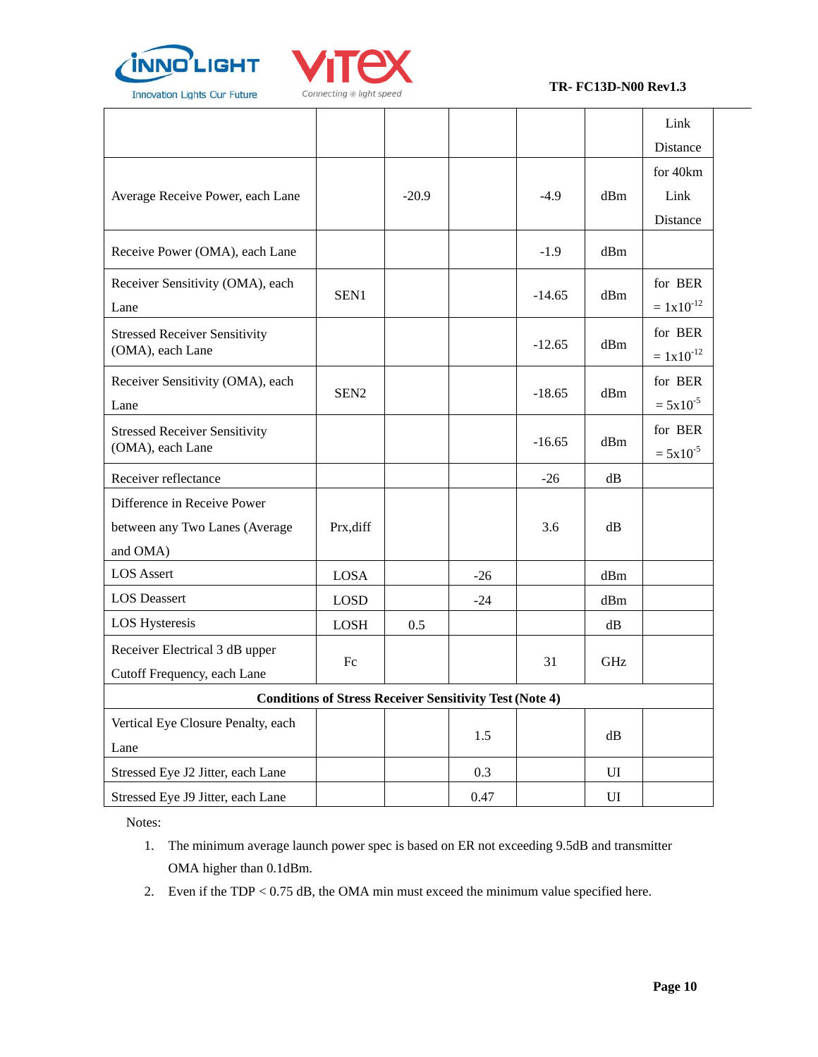| | | | | | | |
|---|---|---|---|---|---|---|
| | | | | | | Link Distance |
| Average Receive Power, each Lane | | -20.9 | | -4.9 | dBm | for 40km Link Distance |
| Receive Power (OMA), each Lane | | | | -1.9 | dBm | |
| Receiver Sensitivity (OMA), each Lane | SEN1 | | | -14.65 | dBm | for BER = $1x10^{-12}$ |
| Stressed Receiver Sensitivity (OMA), each Lane | | | | -12.65 | dBm | for BER = $1x10^{-12}$ |
| Receiver Sensitivity (OMA), each Lane | SEN2 | | | -18.65 | dBm | for BER = $5x10^{-5}$ |
| Stressed Receiver Sensitivity (OMA), each Lane | | | | -16.65 | dBm | for BER = $5x10^{-5}$ |
| Receiver reflectance | | | | -26 | dB | |
| Difference in Receive Power between any Two Lanes (Average and OMA) | Prx,diff | | | 3.6 | dB | |
| LOS Assert | LOSA | | -26 | | dBm | |
| LOS Deassert | LOSD | | -24 | | dBm | |
| LOS Hysteresis | LOSH | 0.5 | | | dB | |
| Receiver Electrical 3 dB upper Cutoff Frequency, each Lane | Fc | | | 31 | GHz | |
| **Conditions of Stress Receiver Sensitivity Test (Note 4)** | | | | | | |
| Vertical Eye Closure Penalty, each Lane | | | 1.5 | | dB | |
| Stressed Eye J2 Jitter, each Lane | | | 0.3 | | UI | |
| Stressed Eye J9 Jitter, each Lane | | | 0.47 | | UI | |

Notes:

1. The minimum average launch power spec is based on ER not exceeding 9.5dB and transmitter OMA higher than 0.1dBm.
2. Even if the TDP < 0.75 dB, the OMA min must exceed the minimum value specified here.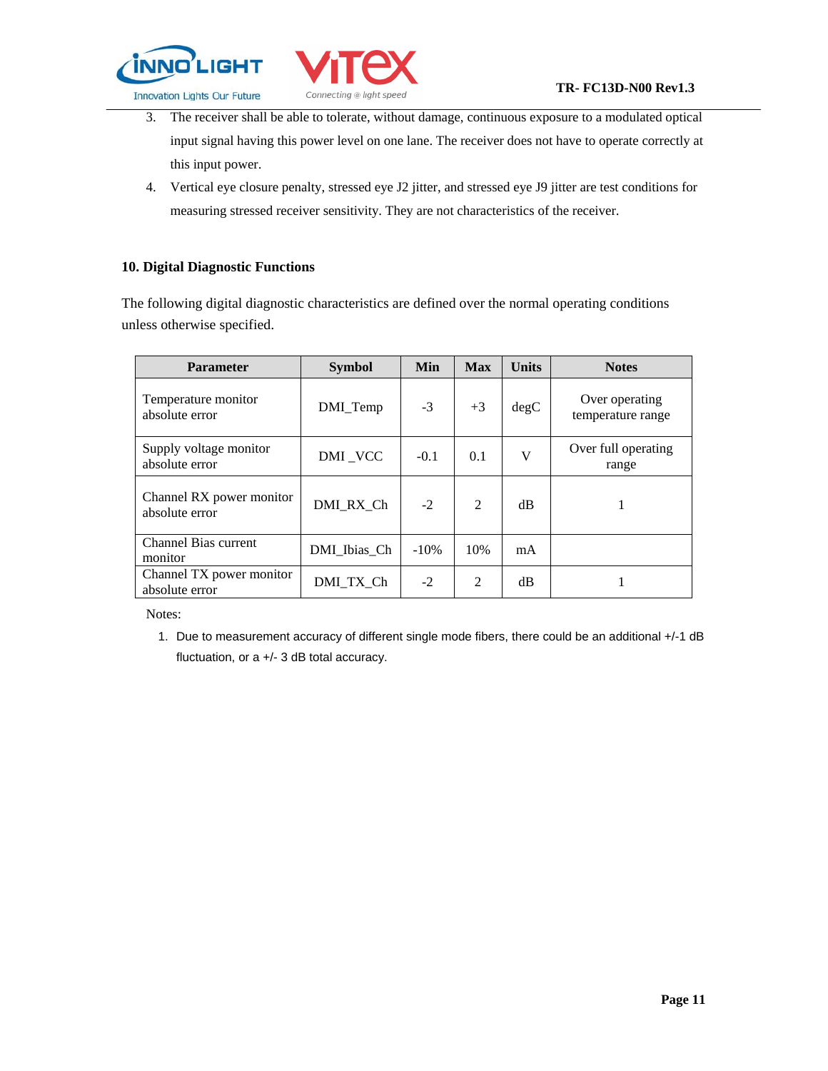3. The receiver shall be able to tolerate, without damage, continuous exposure to a modulated optical input signal having this power level on one lane. The receiver does not have to operate correctly at this input power.
4. Vertical eye closure penalty, stressed eye J2 jitter, and stressed eye J9 jitter are test conditions for measuring stressed receiver sensitivity. They are not characteristics of the receiver.

## 10. Digital Diagnostic Functions

The following digital diagnostic characteristics are defined over the normal operating conditions unless otherwise specified.

| Parameter | Symbol | Min | Max | Units | Notes |
|---|---|---|---|---|---|
| Temperature monitor absolute error | DMI_Temp | -3 | +3 | degC | Over operating temperature range |
| Supply voltage monitor absolute error | DMI _VCC | -0.1 | 0.1 | V | Over full operating range |
| Channel RX power monitor absolute error | DMI_RX_Ch | -2 | 2 | dB | 1 |
| Channel Bias current monitor | DMI_Ibias_Ch | -10% | 10% | mA | |
| Channel TX power monitor absolute error | DMI_TX_Ch | -2 | 2 | dB | 1 |

Notes:

1. Due to measurement accuracy of different single mode fibers, there could be an additional +/-1 dB fluctuation, or a +/- 3 dB total accuracy.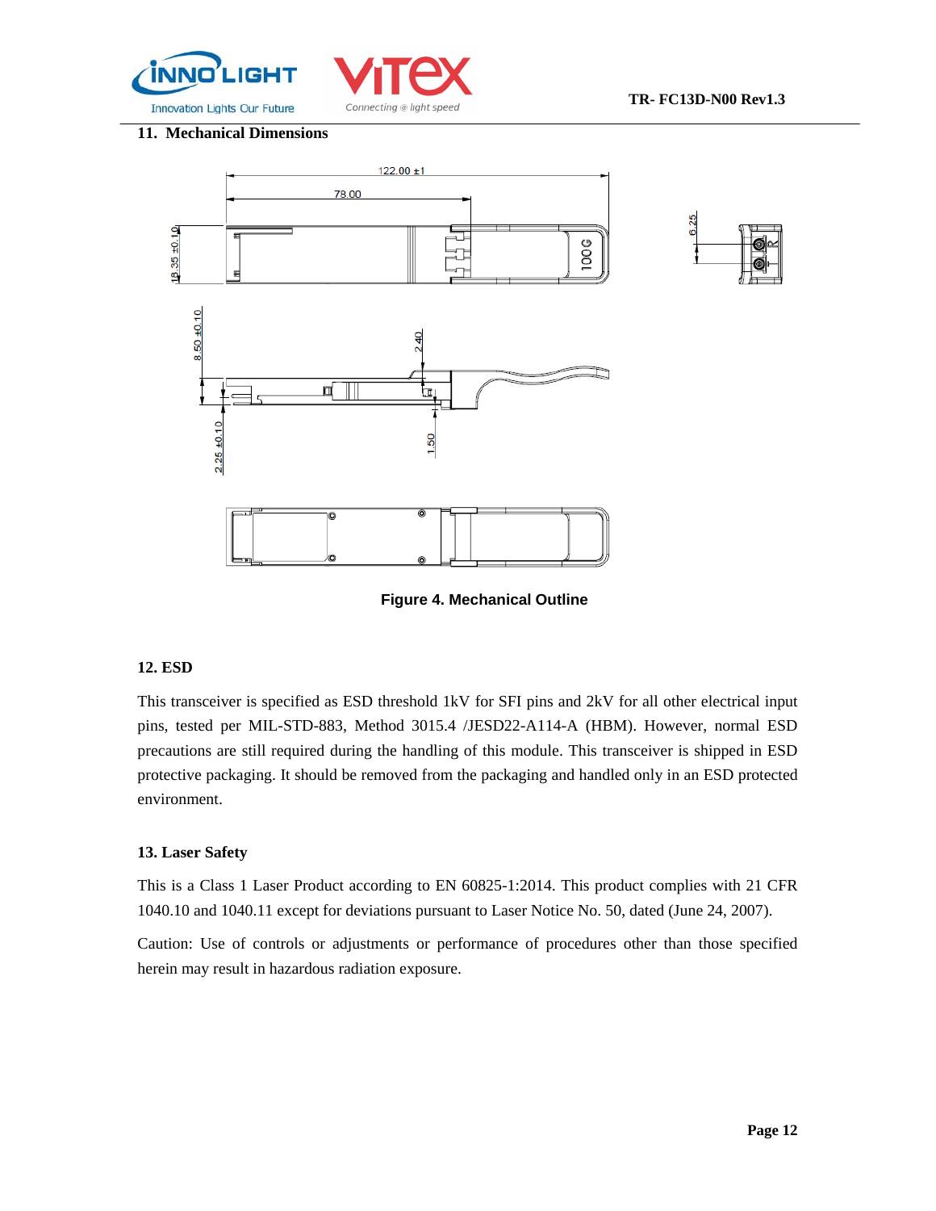## 11. Mechanical Dimensions

**Figure 4. Mechanical Outline**

## 12. ESD

This transceiver is specified as ESD threshold 1kV for SFI pins and 2kV for all other electrical input pins, tested per MIL-STD-883, Method 3015.4 /JESD22-A114-A (HBM). However, normal ESD precautions are still required during the handling of this module. This transceiver is shipped in ESD protective packaging. It should be removed from the packaging and handled only in an ESD protected environment.

## 13. Laser Safety

This is a Class 1 Laser Product according to EN 60825-1:2014. This product complies with 21 CFR 1040.10 and 1040.11 except for deviations pursuant to Laser Notice No. 50, dated (June 24, 2007).

Caution: Use of controls or adjustments or performance of procedures other than those specified herein may result in hazardous radiation exposure.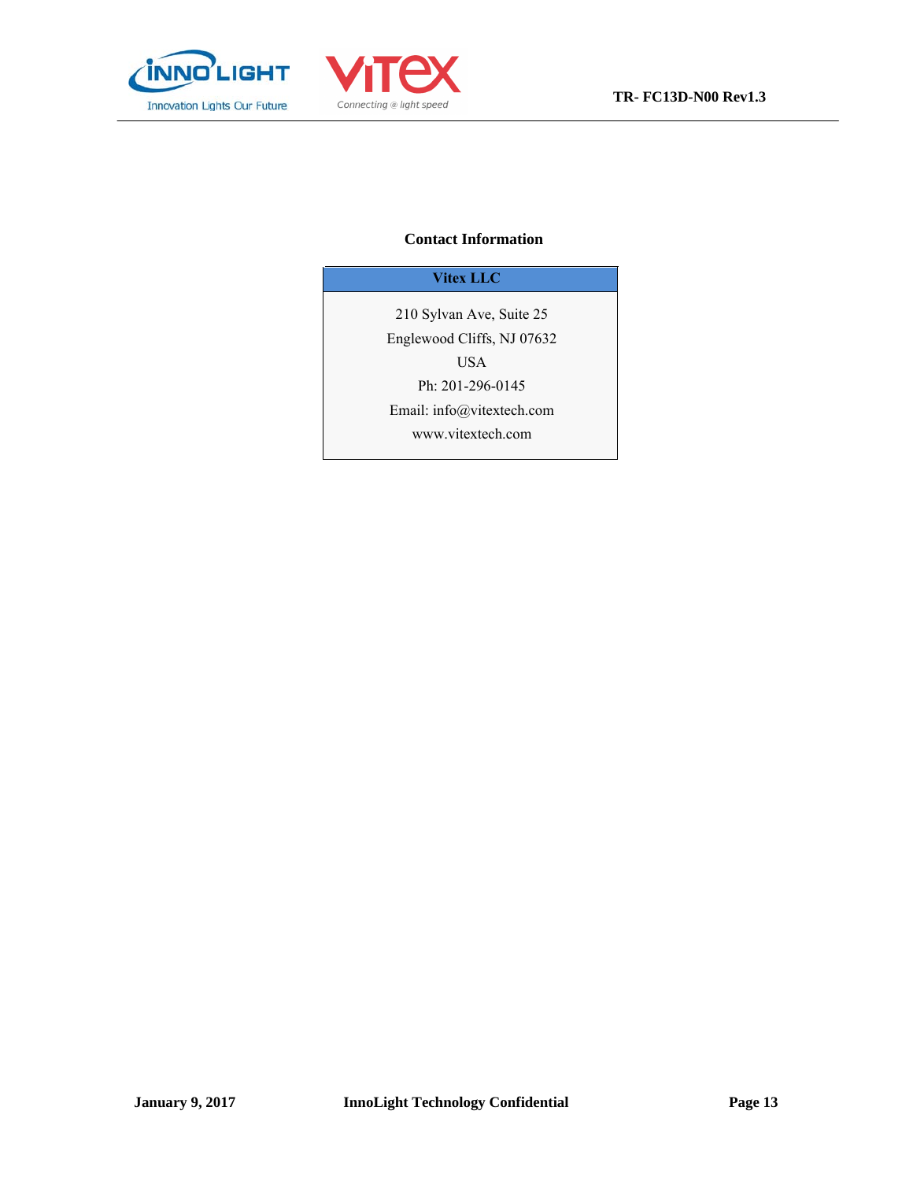## Contact Information

| Vitex LLC |
|---|
| 210 Sylvan Ave, Suite 25<br>Englewood Cliffs, NJ 07632<br>USA<br>Ph: 201-296-0145<br>Email: info@vitextech.com<br>www.vitextech.com |